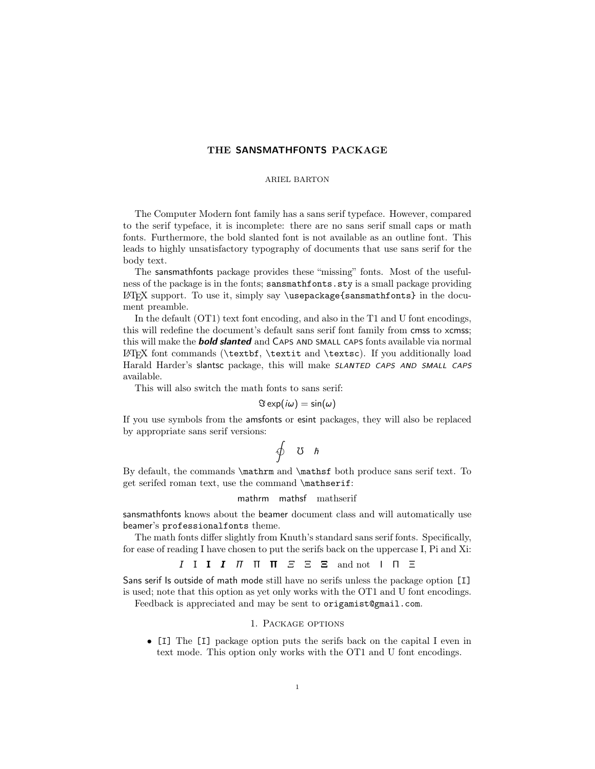# THE SANSMATHFONTS PACKAGE

ARIEL BARTON

The Computer Modern font family has a sans serif typeface. However, compared to the serif typeface, it is incomplete: there are no sans serif small caps or math fonts. Furthermore, the bold slanted font is not available as an outline font. This leads to highly unsatisfactory typography of documents that use sans serif for the body text.

The sansmathfonts package provides these "missing" fonts. Most of the usefulness of the package is in the fonts; `sansmathfonts.sty` is a small package providing LaTeX support. To use it, simply say `\usepackage{sansmathfonts}` in the document preamble.

In the default (OT1) text font encoding, and also in the T1 and U font encodings, this will redefine the document's default sans serif font family from cmss to xcmss; this will make the ***bold slanted*** and CAPS AND SMALL CAPS fonts available via normal LaTeX font commands (`\textbf`, `\textit` and `\textsc`). If you additionally load Harald Harder's slantsc package, this will make *SLANTED CAPS AND SMALL CAPS* available.

This will also switch the math fonts to sans serif:

$$\Im \exp(i\omega) = \sin(\omega)$$

If you use symbols from the amsfonts or esint packages, they will also be replaced by appropriate sans serif versions:

$$\oint \quad \mho \quad \hbar$$

By default, the commands `\mathrm` and `\mathsf` both produce sans serif text. To get serifed roman text, use the command `\mathserif`:

$$\mathrm{mathrm} \quad \mathsf{mathsf} \quad \mathrm{mathserif}$$

sansmathfonts knows about the beamer document class and will automatically use beamer's `professionalfonts` theme.

The math fonts differ slightly from Knuth's standard sans serif fonts. Specifically, for ease of reading I have chosen to put the serifs back on the uppercase I, Pi and Xi:

$$I \quad \mathrm{I} \quad \mathbf{I} \quad \boldsymbol{I} \quad \mathit{\Pi} \quad \Pi \quad \mathbf{\Pi} \quad \mathit{\Xi} \quad \Xi \quad \mathbf{\Xi} \quad \text{and not} \quad \mathsf{I} \quad \Pi \quad \Xi$$

Sans serif Is outside of math mode still have no serifs unless the package option [I] is used; note that this option as yet only works with the OT1 and U font encodings.

Feedback is appreciated and may be sent to `origamist@gmail.com`.

## 1. Package options

- `[I]` The `[I]` package option puts the serifs back on the capital I even in text mode. This option only works with the OT1 and U font encodings.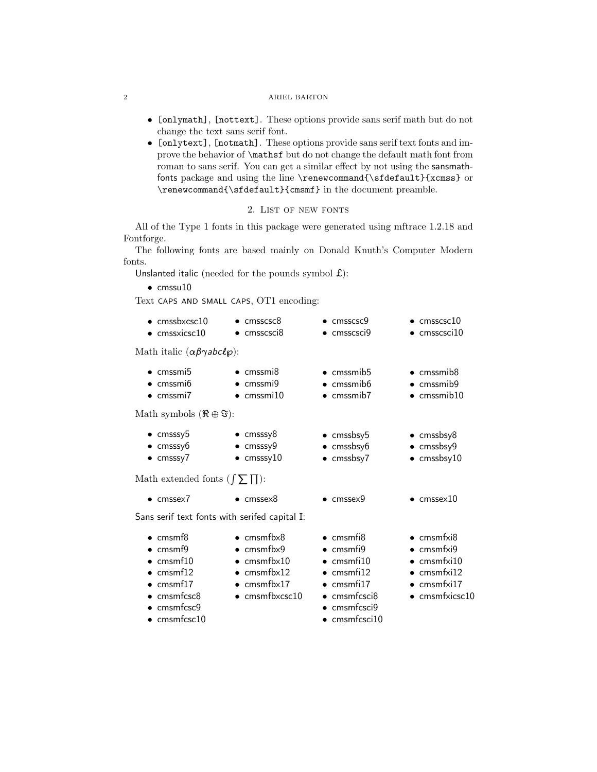- [onlymath], [nottext]. These options provide sans serif math but do not change the text sans serif font.
- [onlytext], [notmath]. These options provide sans serif text fonts and improve the behavior of `\mathsf` but do not change the default math font from roman to sans serif. You can get a similar effect by not using the sansmathfonts package and using the line `\renewcommand{\sfdefault}{xcmss}` or `\renewcommand{\sfdefault}{cmsmf}` in the document preamble.

## 2. List of new fonts

All of the Type 1 fonts in this package were generated using mftrace 1.2.18 and Fontforge.

The following fonts are based mainly on Donald Knuth's Computer Modern fonts.

Unslanted italic (needed for the pounds symbol £):

- cmssu10

Text caps and small caps, OT1 encoding:

- cmssbxcsc10
- cmssxicsc10
- cmsscsc8
- cmsscsci8
- cmsscsc9
- cmsscsci9
- cmsscsc10
- cmsscsci10

Math italic ($\alpha\beta\gamma abc\ell\wp$):

- cmssmi5
- cmssmi6
- cmssmi7
- cmssmi8
- cmssmi9
- cmssmi10
- cmssmib5
- cmssmib6
- cmssmib7
- cmssmib8
- cmssmib9
- cmssmib10

Math symbols ($\Re \oplus \Im$):

- cmsssy5
- cmsssy6
- cmsssy7
- cmsssy8
- cmsssy9
- cmsssy10
- cmssbsy5
- cmssbsy6
- cmssbsy7
- cmssbsy8
- cmssbsy9
- cmssbsy10

Math extended fonts ($\int \sum \prod$):

- cmssex7
- cmssex8
- cmssex9
- cmssex10

Sans serif text fonts with serifed capital I:

- cmsmf8
- cmsmf9
- cmsmf10
- cmsmf12
- cmsmf17
- cmsmfcsc8
- cmsmfcsc9
- cmsmfcsc10
- cmsmfbx8
- cmsmfbx9
- cmsmfbx10
- cmsmfbx12
- cmsmfbx17
- cmsmfbxcsc10
- cmsmfi8
- cmsmfi9
- cmsmfi10
- cmsmfi12
- cmsmfi17
- cmsmfcsci8
- cmsmfcsci9
- cmsmfcsci10
- cmsmfxi8
- cmsmfxi9
- cmsmfxi10
- cmsmfxi12
- cmsmfxi17
- cmsmfxicsc10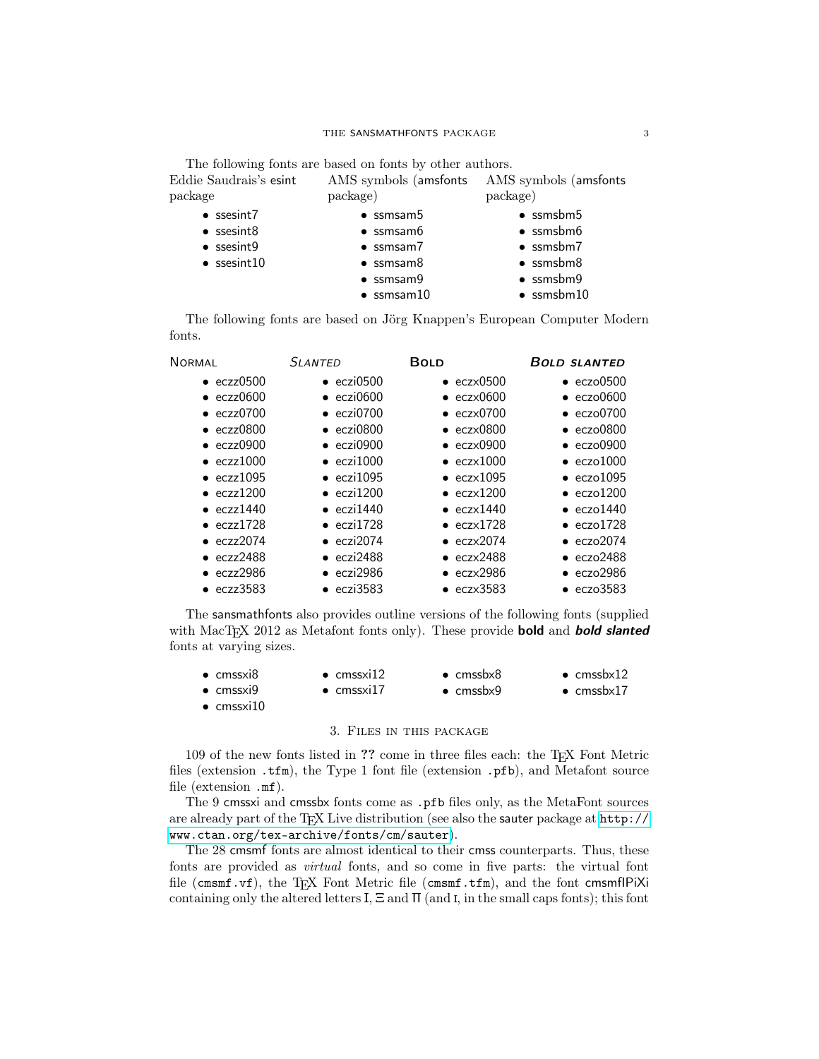The following fonts are based on fonts by other authors.

| Eddie Saudrais's esint package | AMS symbols (amsfonts package) | AMS symbols (amsfonts package) |
|---|---|---|
| • ssesint7 | • ssmsam5 | • ssmsbm5 |
| • ssesint8 | • ssmsam6 | • ssmsbm6 |
| • ssesint9 | • ssmsam7 | • ssmsbm7 |
| • ssesint10 | • ssmsam8 | • ssmsbm8 |
| | • ssmsam9 | • ssmsbm9 |
| | • ssmsam10 | • ssmsbm10 |

The following fonts are based on Jörg Knappen's European Computer Modern fonts.

| Normal | *Slanted* | **Bold** | ***Bold slanted*** |
|---|---|---|---|
| • eczz0500 | • eczi0500 | • eczx0500 | • eczo0500 |
| • eczz0600 | • eczi0600 | • eczx0600 | • eczo0600 |
| • eczz0700 | • eczi0700 | • eczx0700 | • eczo0700 |
| • eczz0800 | • eczi0800 | • eczx0800 | • eczo0800 |
| • eczz0900 | • eczi0900 | • eczx0900 | • eczo0900 |
| • eczz1000 | • eczi1000 | • eczx1000 | • eczo1000 |
| • eczz1095 | • eczi1095 | • eczx1095 | • eczo1095 |
| • eczz1200 | • eczi1200 | • eczx1200 | • eczo1200 |
| • eczz1440 | • eczi1440 | • eczx1440 | • eczo1440 |
| • eczz1728 | • eczi1728 | • eczx1728 | • eczo1728 |
| • eczz2074 | • eczi2074 | • eczx2074 | • eczo2074 |
| • eczz2488 | • eczi2488 | • eczx2488 | • eczo2488 |
| • eczz2986 | • eczi2986 | • eczx2986 | • eczo2986 |
| • eczz3583 | • eczi3583 | • eczx3583 | • eczo3583 |

The sansmathfonts also provides outline versions of the following fonts (supplied with MacTEX 2012 as Metafont fonts only). These provide **bold** and ***bold slanted*** fonts at varying sizes.

- cmssxi8
- cmssxi9
- cmssxi10
- cmssxi12
- cmssxi17
- cmssbx8
- cmssbx9
- cmssbx12
- cmssbx17

## 3. Files in this package

109 of the new fonts listed in **??** come in three files each: the TEX Font Metric files (extension `.tfm`), the Type 1 font file (extension `.pfb`), and Metafont source file (extension `.mf`).

The 9 cmssxi and cmssbx fonts come as `.pfb` files only, as the MetaFont sources are already part of the TEX Live distribution (see also the sauter package at `http://www.ctan.org/tex-archive/fonts/cm/sauter`).

The 28 cmsmf fonts are almost identical to their cmss counterparts. Thus, these fonts are provided as *virtual* fonts, and so come in five parts: the virtual font file (`cmsmf.vf`), the TEX Font Metric file (`cmsmf.tfm`), and the font cmsmfIPiXi containing only the altered letters I, Ξ and Π (and ɪ, in the small caps fonts); this font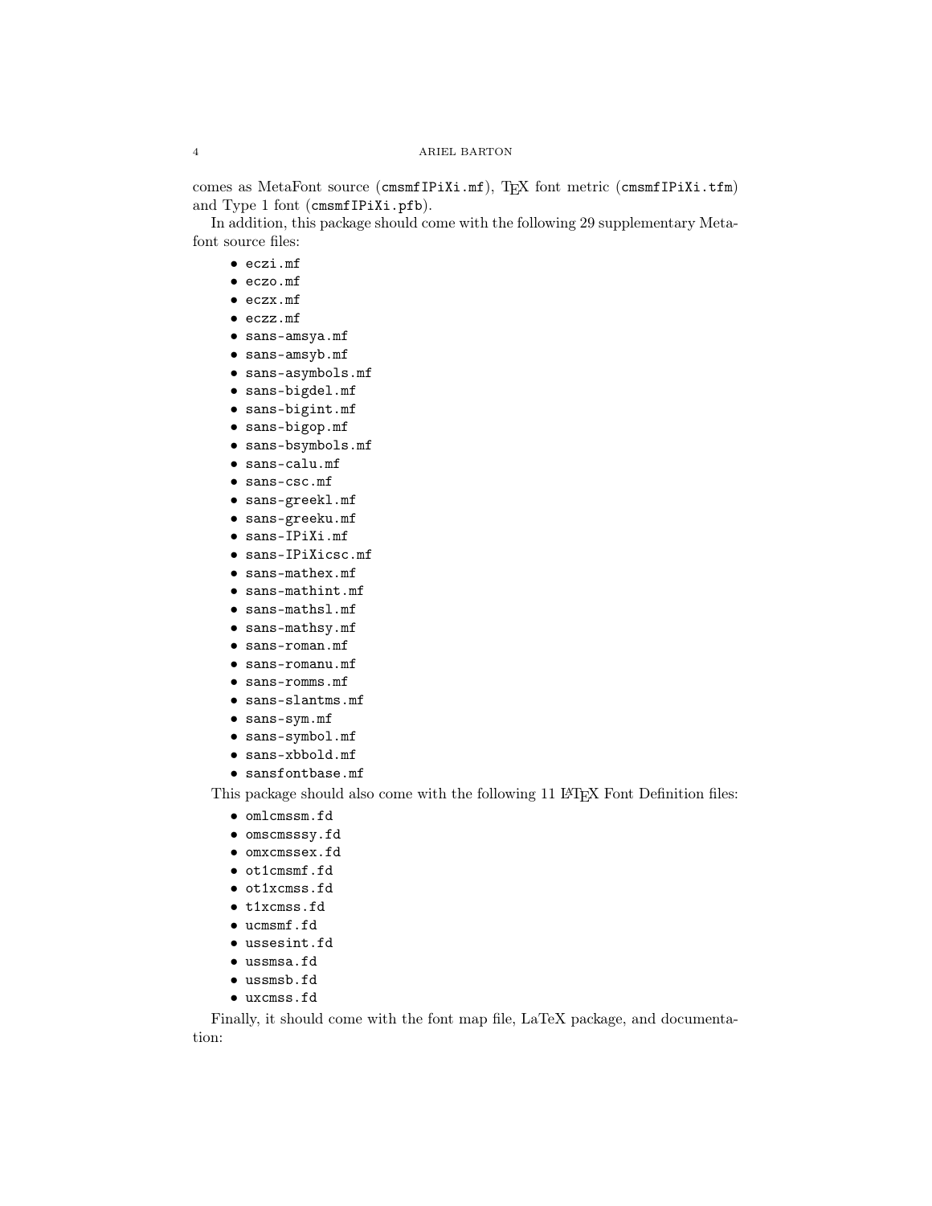comes as MetaFont source (`cmsmfIPiXi.mf`), TEX font metric (`cmsmfIPiXi.tfm`) and Type 1 font (`cmsmfIPiXi.pfb`).

In addition, this package should come with the following 29 supplementary Metafont source files:

- `eczi.mf`
- `eczo.mf`
- `eczx.mf`
- `eczz.mf`
- `sans-amsya.mf`
- `sans-amsyb.mf`
- `sans-asymbols.mf`
- `sans-bigdel.mf`
- `sans-bigint.mf`
- `sans-bigop.mf`
- `sans-bsymbols.mf`
- `sans-calu.mf`
- `sans-csc.mf`
- `sans-greekl.mf`
- `sans-greeku.mf`
- `sans-IPiXi.mf`
- `sans-IPiXicsc.mf`
- `sans-mathex.mf`
- `sans-mathint.mf`
- `sans-mathsl.mf`
- `sans-mathsy.mf`
- `sans-roman.mf`
- `sans-romanu.mf`
- `sans-romms.mf`
- `sans-slantms.mf`
- `sans-sym.mf`
- `sans-symbol.mf`
- `sans-xbbold.mf`
- `sansfontbase.mf`

This package should also come with the following 11 LATEX Font Definition files:

- `omlcmssm.fd`
- `omscmsssy.fd`
- `omxcmssex.fd`
- `ot1cmsmf.fd`
- `ot1xcmss.fd`
- `t1xcmss.fd`
- `ucmsmf.fd`
- `ussesint.fd`
- `ussmsa.fd`
- `ussmsb.fd`
- `uxcmss.fd`

Finally, it should come with the font map file, LaTeX package, and documentation: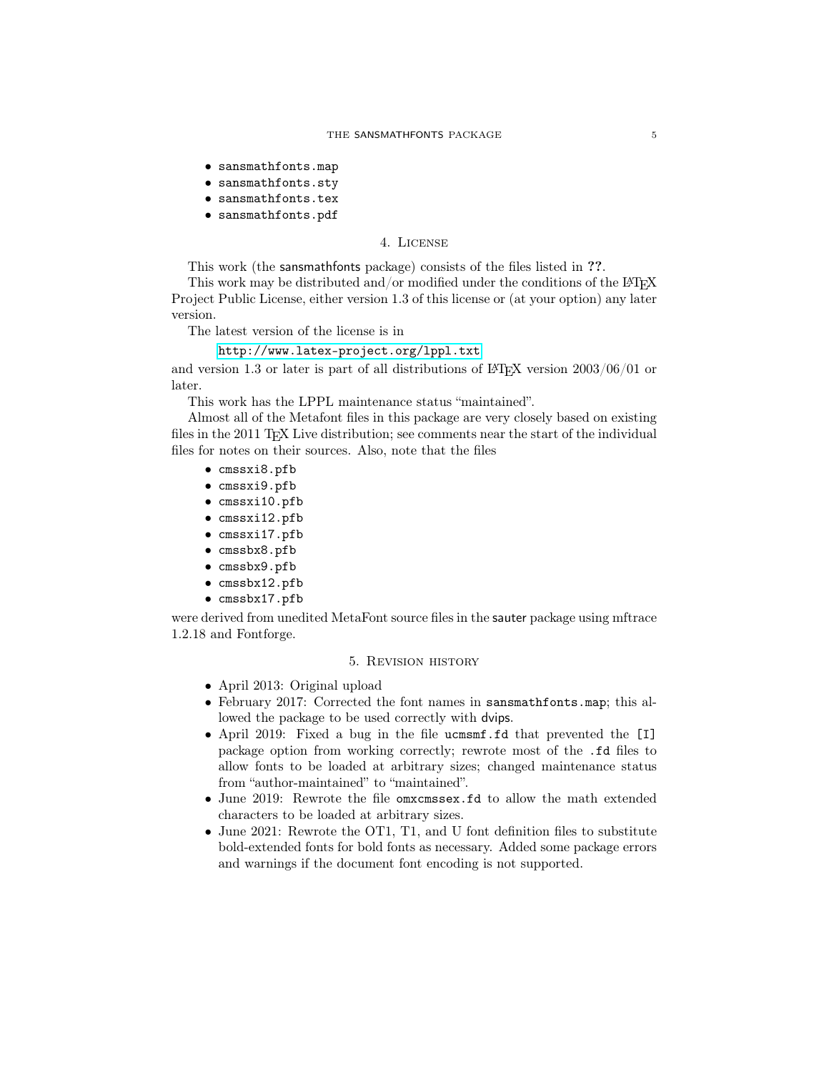- sansmathfonts.map
- sansmathfonts.sty
- sansmathfonts.tex
- sansmathfonts.pdf

## 4. License

This work (the sansmathfonts package) consists of the files listed in ??.

This work may be distributed and/or modified under the conditions of the LaTeX Project Public License, either version 1.3 of this license or (at your option) any later version.

The latest version of the license is in

http://www.latex-project.org/lppl.txt

and version 1.3 or later is part of all distributions of LaTeX version 2003/06/01 or later.

This work has the LPPL maintenance status "maintained".

Almost all of the Metafont files in this package are very closely based on existing files in the 2011 TeX Live distribution; see comments near the start of the individual files for notes on their sources. Also, note that the files

- cmssxi8.pfb
- cmssxi9.pfb
- cmssxi10.pfb
- cmssxi12.pfb
- cmssxi17.pfb
- cmssbx8.pfb
- cmssbx9.pfb
- cmssbx12.pfb
- cmssbx17.pfb

were derived from unedited MetaFont source files in the sauter package using mftrace 1.2.18 and Fontforge.

## 5. Revision history

- April 2013: Original upload
- February 2017: Corrected the font names in sansmathfonts.map; this allowed the package to be used correctly with dvips.
- April 2019: Fixed a bug in the file ucmsmf.fd that prevented the [I] package option from working correctly; rewrote most of the .fd files to allow fonts to be loaded at arbitrary sizes; changed maintenance status from "author-maintained" to "maintained".
- June 2019: Rewrote the file omxcmssex.fd to allow the math extended characters to be loaded at arbitrary sizes.
- June 2021: Rewrote the OT1, T1, and U font definition files to substitute bold-extended fonts for bold fonts as necessary. Added some package errors and warnings if the document font encoding is not supported.